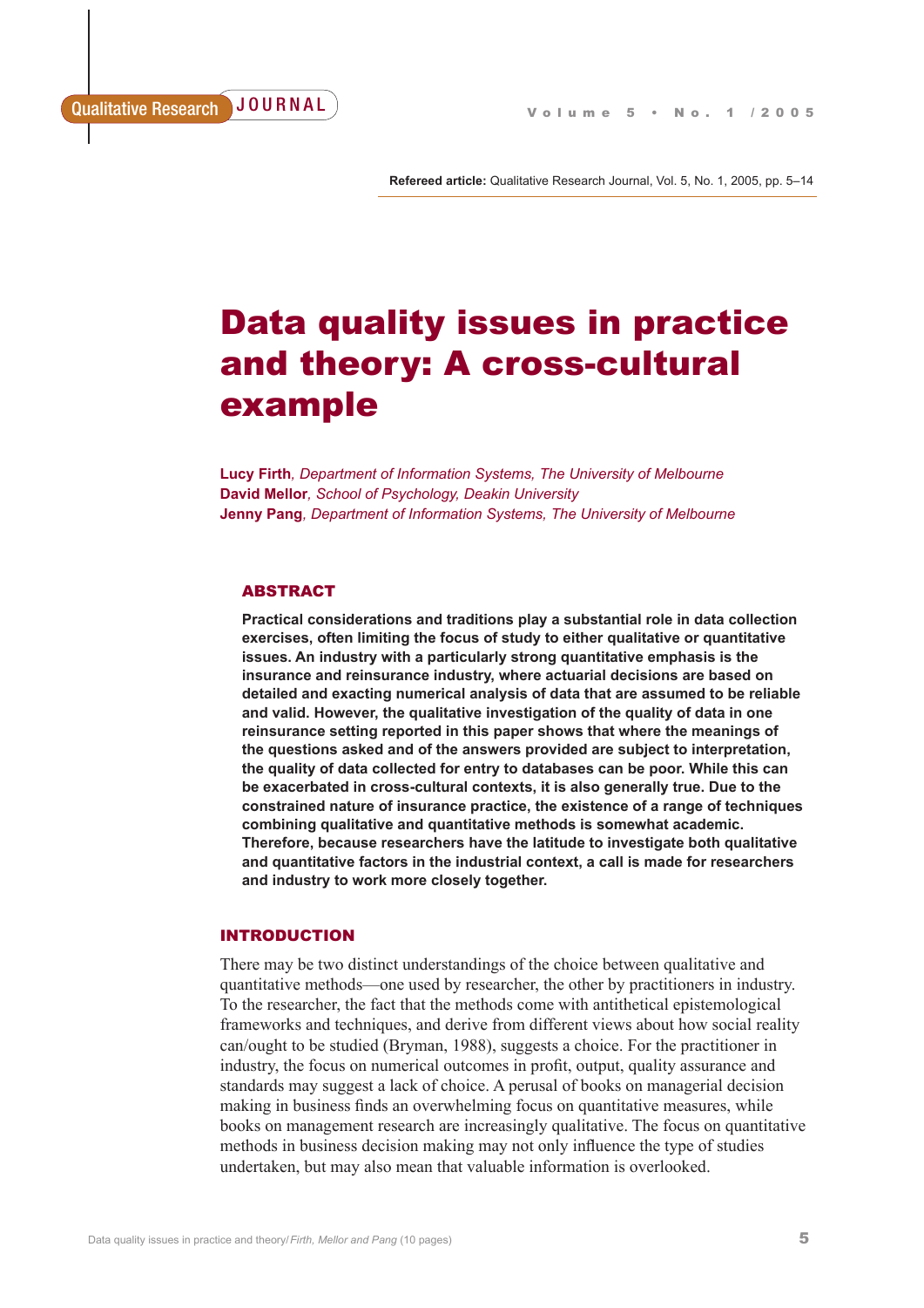Refereed article: Qualitative Research Journal, Vol. 5, No. 1, 2005, pp. 5–14

# Data quality issues in practice and theory: A cross-cultural example

**Lucy Firth**, *Department of Information Systems, The University of Melbourne*
**David Mellor**, *School of Psychology, Deakin University*
**Jenny Pang**, *Department of Information Systems, The University of Melbourne*

## ABSTRACT

**Practical considerations and traditions play a substantial role in data collection exercises, often limiting the focus of study to either qualitative or quantitative issues. An industry with a particularly strong quantitative emphasis is the insurance and reinsurance industry, where actuarial decisions are based on detailed and exacting numerical analysis of data that are assumed to be reliable and valid. However, the qualitative investigation of the quality of data in one reinsurance setting reported in this paper shows that where the meanings of the questions asked and of the answers provided are subject to interpretation, the quality of data collected for entry to databases can be poor. While this can be exacerbated in cross-cultural contexts, it is also generally true. Due to the constrained nature of insurance practice, the existence of a range of techniques combining qualitative and quantitative methods is somewhat academic. Therefore, because researchers have the latitude to investigate both qualitative and quantitative factors in the industrial context, a call is made for researchers and industry to work more closely together.**

## INTRODUCTION

There may be two distinct understandings of the choice between qualitative and quantitative methods—one used by researcher, the other by practitioners in industry. To the researcher, the fact that the methods come with antithetical epistemological frameworks and techniques, and derive from different views about how social reality can/ought to be studied (Bryman, 1988), suggests a choice. For the practitioner in industry, the focus on numerical outcomes in profit, output, quality assurance and standards may suggest a lack of choice. A perusal of books on managerial decision making in business finds an overwhelming focus on quantitative measures, while books on management research are increasingly qualitative. The focus on quantitative methods in business decision making may not only influence the type of studies undertaken, but may also mean that valuable information is overlooked.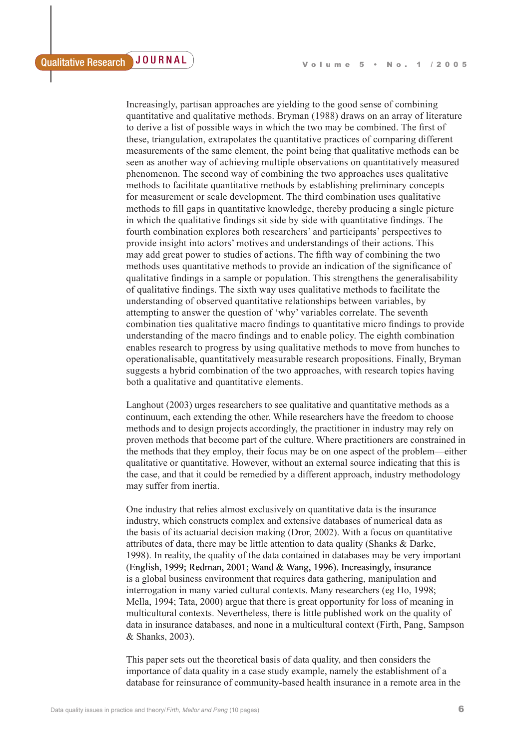Increasingly, partisan approaches are yielding to the good sense of combining quantitative and qualitative methods. Bryman (1988) draws on an array of literature to derive a list of possible ways in which the two may be combined. The first of these, triangulation, extrapolates the quantitative practices of comparing different measurements of the same element, the point being that qualitative methods can be seen as another way of achieving multiple observations on quantitatively measured phenomenon. The second way of combining the two approaches uses qualitative methods to facilitate quantitative methods by establishing preliminary concepts for measurement or scale development. The third combination uses qualitative methods to fill gaps in quantitative knowledge, thereby producing a single picture in which the qualitative findings sit side by side with quantitative findings. The fourth combination explores both researchers' and participants' perspectives to provide insight into actors' motives and understandings of their actions. This may add great power to studies of actions. The fifth way of combining the two methods uses quantitative methods to provide an indication of the significance of qualitative findings in a sample or population. This strengthens the generalisability of qualitative findings. The sixth way uses qualitative methods to facilitate the understanding of observed quantitative relationships between variables, by attempting to answer the question of 'why' variables correlate. The seventh combination ties qualitative macro findings to quantitative micro findings to provide understanding of the macro findings and to enable policy. The eighth combination enables research to progress by using qualitative methods to move from hunches to operationalisable, quantitatively measurable research propositions. Finally, Bryman suggests a hybrid combination of the two approaches, with research topics having both a qualitative and quantitative elements.

Langhout (2003) urges researchers to see qualitative and quantitative methods as a continuum, each extending the other. While researchers have the freedom to choose methods and to design projects accordingly, the practitioner in industry may rely on proven methods that become part of the culture. Where practitioners are constrained in the methods that they employ, their focus may be on one aspect of the problem—either qualitative or quantitative. However, without an external source indicating that this is the case, and that it could be remedied by a different approach, industry methodology may suffer from inertia.

One industry that relies almost exclusively on quantitative data is the insurance industry, which constructs complex and extensive databases of numerical data as the basis of its actuarial decision making (Dror, 2002). With a focus on quantitative attributes of data, there may be little attention to data quality (Shanks & Darke, 1998). In reality, the quality of the data contained in databases may be very important (English, 1999; Redman, 2001; Wand & Wang, 1996). Increasingly, insurance is a global business environment that requires data gathering, manipulation and interrogation in many varied cultural contexts. Many researchers (eg Ho, 1998; Mella, 1994; Tata, 2000) argue that there is great opportunity for loss of meaning in multicultural contexts. Nevertheless, there is little published work on the quality of data in insurance databases, and none in a multicultural context (Firth, Pang, Sampson & Shanks, 2003).

This paper sets out the theoretical basis of data quality, and then considers the importance of data quality in a case study example, namely the establishment of a database for reinsurance of community-based health insurance in a remote area in the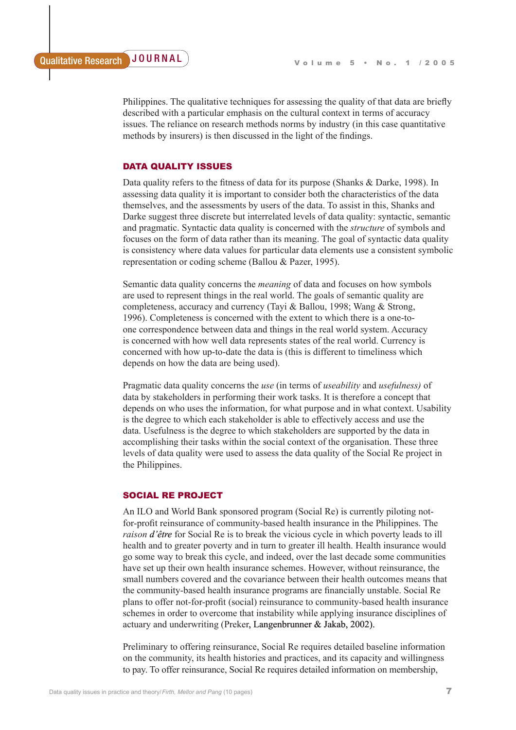Philippines. The qualitative techniques for assessing the quality of that data are briefly described with a particular emphasis on the cultural context in terms of accuracy issues. The reliance on research methods norms by industry (in this case quantitative methods by insurers) is then discussed in the light of the findings.

## DATA QUALITY ISSUES

Data quality refers to the fitness of data for its purpose (Shanks & Darke, 1998). In assessing data quality it is important to consider both the characteristics of the data themselves, and the assessments by users of the data. To assist in this, Shanks and Darke suggest three discrete but interrelated levels of data quality: syntactic, semantic and pragmatic. Syntactic data quality is concerned with the *structure* of symbols and focuses on the form of data rather than its meaning. The goal of syntactic data quality is consistency where data values for particular data elements use a consistent symbolic representation or coding scheme (Ballou & Pazer, 1995).

Semantic data quality concerns the *meaning* of data and focuses on how symbols are used to represent things in the real world. The goals of semantic quality are completeness, accuracy and currency (Tayi & Ballou, 1998; Wang & Strong, 1996). Completeness is concerned with the extent to which there is a one-to-one correspondence between data and things in the real world system. Accuracy is concerned with how well data represents states of the real world. Currency is concerned with how up-to-date the data is (this is different to timeliness which depends on how the data are being used).

Pragmatic data quality concerns the *use* (in terms of *useability* and *usefulness)* of data by stakeholders in performing their work tasks. It is therefore a concept that depends on who uses the information, for what purpose and in what context. Usability is the degree to which each stakeholder is able to effectively access and use the data. Usefulness is the degree to which stakeholders are supported by the data in accomplishing their tasks within the social context of the organisation. These three levels of data quality were used to assess the data quality of the Social Re project in the Philippines.

## SOCIAL RE PROJECT

An ILO and World Bank sponsored program (Social Re) is currently piloting not-for-profit reinsurance of community-based health insurance in the Philippines. The *raison d'être* for Social Re is to break the vicious cycle in which poverty leads to ill health and to greater poverty and in turn to greater ill health. Health insurance would go some way to break this cycle, and indeed, over the last decade some communities have set up their own health insurance schemes. However, without reinsurance, the small numbers covered and the covariance between their health outcomes means that the community-based health insurance programs are financially unstable. Social Re plans to offer not-for-profit (social) reinsurance to community-based health insurance schemes in order to overcome that instability while applying insurance disciplines of actuary and underwriting (Preker, Langenbrunner & Jakab, 2002).

Preliminary to offering reinsurance, Social Re requires detailed baseline information on the community, its health histories and practices, and its capacity and willingness to pay. To offer reinsurance, Social Re requires detailed information on membership,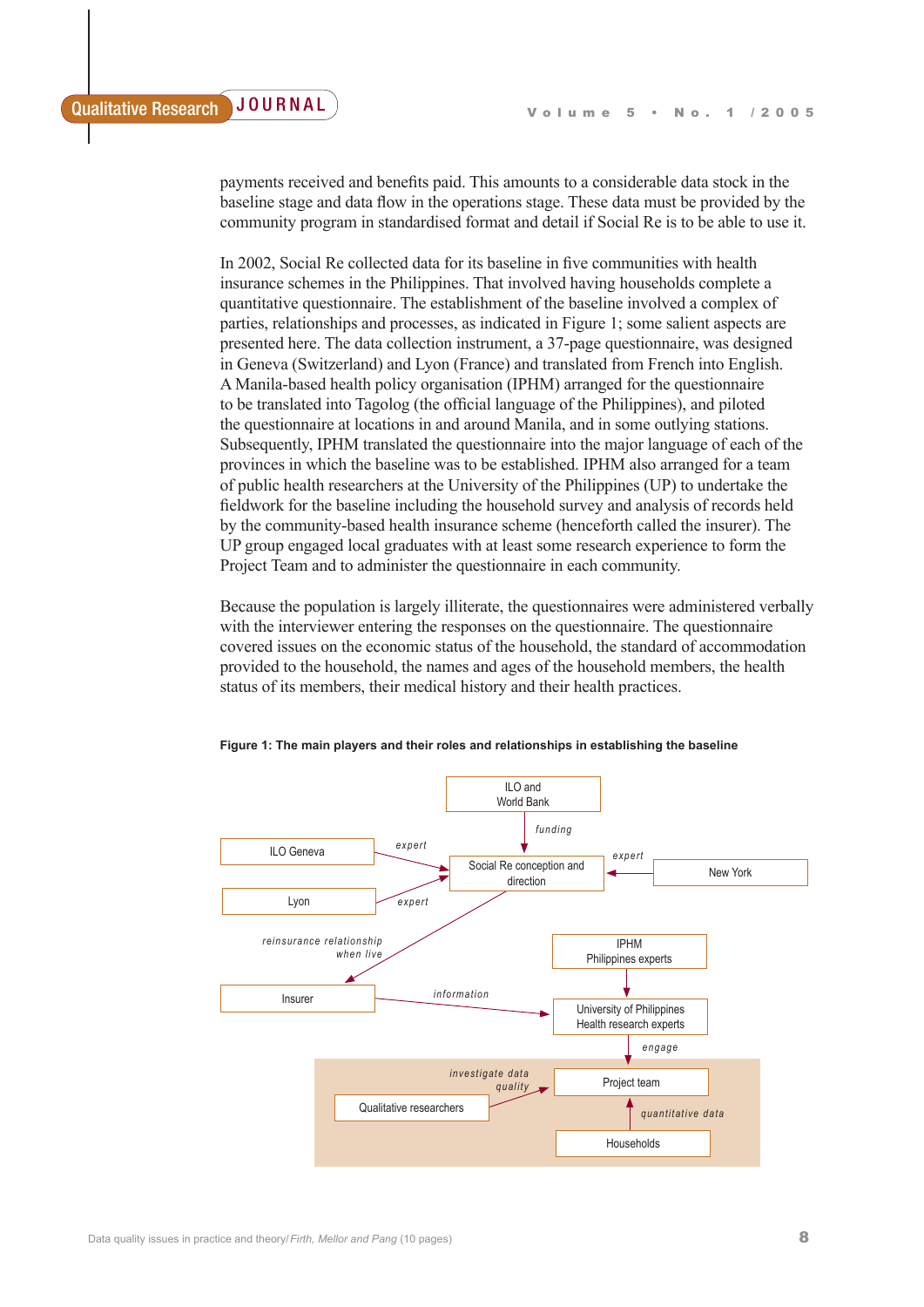payments received and benefits paid. This amounts to a considerable data stock in the baseline stage and data flow in the operations stage. These data must be provided by the community program in standardised format and detail if Social Re is to be able to use it.

In 2002, Social Re collected data for its baseline in five communities with health insurance schemes in the Philippines. That involved having households complete a quantitative questionnaire. The establishment of the baseline involved a complex of parties, relationships and processes, as indicated in Figure 1; some salient aspects are presented here. The data collection instrument, a 37-page questionnaire, was designed in Geneva (Switzerland) and Lyon (France) and translated from French into English. A Manila-based health policy organisation (IPHM) arranged for the questionnaire to be translated into Tagolog (the official language of the Philippines), and piloted the questionnaire at locations in and around Manila, and in some outlying stations. Subsequently, IPHM translated the questionnaire into the major language of each of the provinces in which the baseline was to be established. IPHM also arranged for a team of public health researchers at the University of the Philippines (UP) to undertake the fieldwork for the baseline including the household survey and analysis of records held by the community-based health insurance scheme (henceforth called the insurer). The UP group engaged local graduates with at least some research experience to form the Project Team and to administer the questionnaire in each community.

Because the population is largely illiterate, the questionnaires were administered verbally with the interviewer entering the responses on the questionnaire. The questionnaire covered issues on the economic status of the household, the standard of accommodation provided to the household, the names and ages of the household members, the health status of its members, their medical history and their health practices.

**Figure 1: The main players and their roles and relationships in establishing the baseline**

- ILO and World Bank → (funding) → Social Re conception and direction
- ILO Geneva → (expert) → Social Re conception and direction
- Lyon → (expert) → Social Re conception and direction
- New York → (expert) → Social Re conception and direction
- Social Re conception and direction → (reinsurance relationship when live) → Insurer
- Insurer → (information) → University of Philippines Health research experts
- IPHM Philippines experts → University of Philippines Health research experts
- University of Philippines Health research experts → (engage) → Project team
- Qualitative researchers → (investigate data quality) → Project team
- Households → (quantitative data) → Project team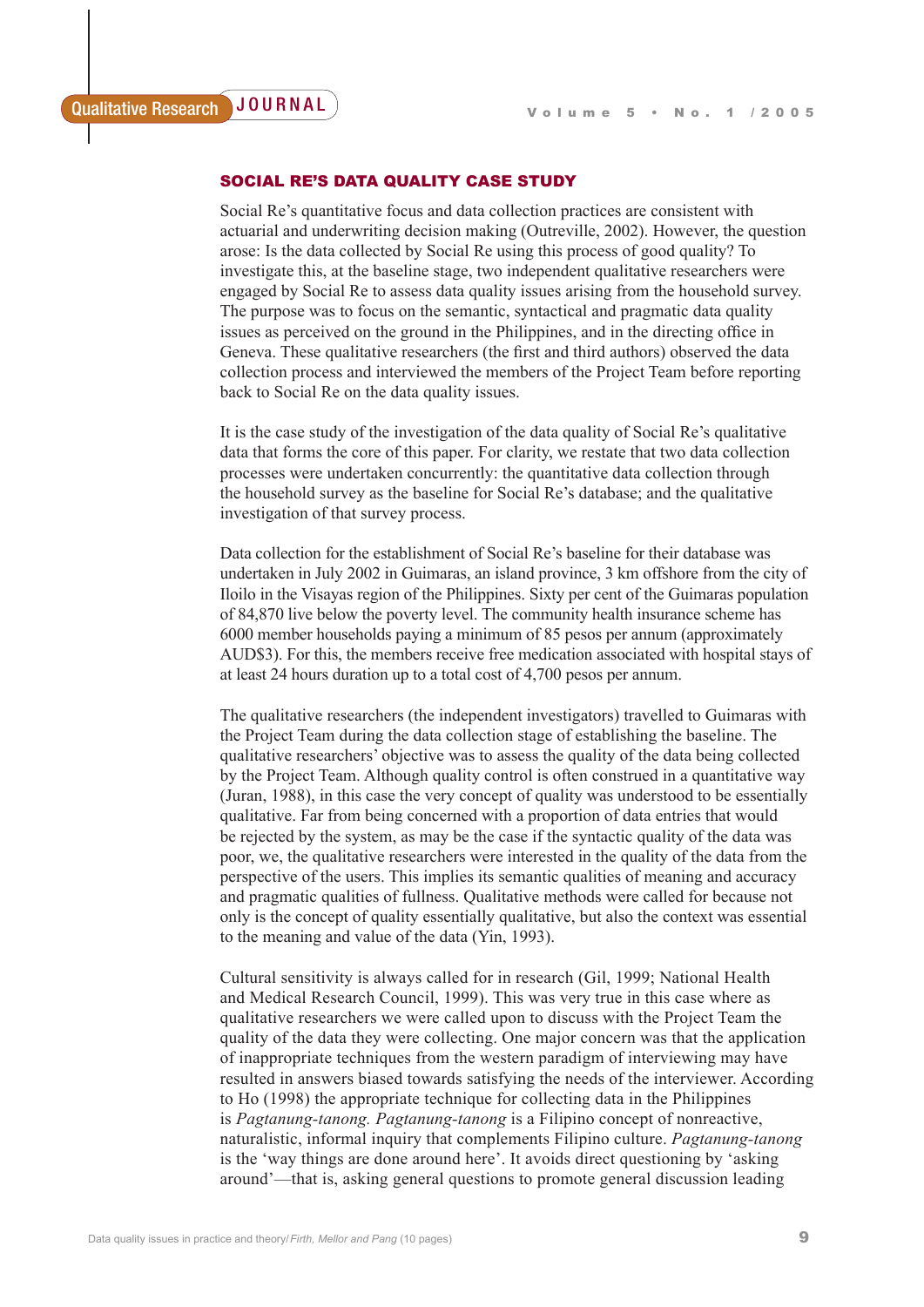## SOCIAL RE'S DATA QUALITY CASE STUDY

Social Re's quantitative focus and data collection practices are consistent with actuarial and underwriting decision making (Outreville, 2002). However, the question arose: Is the data collected by Social Re using this process of good quality? To investigate this, at the baseline stage, two independent qualitative researchers were engaged by Social Re to assess data quality issues arising from the household survey. The purpose was to focus on the semantic, syntactical and pragmatic data quality issues as perceived on the ground in the Philippines, and in the directing office in Geneva. These qualitative researchers (the first and third authors) observed the data collection process and interviewed the members of the Project Team before reporting back to Social Re on the data quality issues.

It is the case study of the investigation of the data quality of Social Re's qualitative data that forms the core of this paper. For clarity, we restate that two data collection processes were undertaken concurrently: the quantitative data collection through the household survey as the baseline for Social Re's database; and the qualitative investigation of that survey process.

Data collection for the establishment of Social Re's baseline for their database was undertaken in July 2002 in Guimaras, an island province, 3 km offshore from the city of Iloilo in the Visayas region of the Philippines. Sixty per cent of the Guimaras population of 84,870 live below the poverty level. The community health insurance scheme has 6000 member households paying a minimum of 85 pesos per annum (approximately AUD$3). For this, the members receive free medication associated with hospital stays of at least 24 hours duration up to a total cost of 4,700 pesos per annum.

The qualitative researchers (the independent investigators) travelled to Guimaras with the Project Team during the data collection stage of establishing the baseline. The qualitative researchers' objective was to assess the quality of the data being collected by the Project Team. Although quality control is often construed in a quantitative way (Juran, 1988), in this case the very concept of quality was understood to be essentially qualitative. Far from being concerned with a proportion of data entries that would be rejected by the system, as may be the case if the syntactic quality of the data was poor, we, the qualitative researchers were interested in the quality of the data from the perspective of the users. This implies its semantic qualities of meaning and accuracy and pragmatic qualities of fullness. Qualitative methods were called for because not only is the concept of quality essentially qualitative, but also the context was essential to the meaning and value of the data (Yin, 1993).

Cultural sensitivity is always called for in research (Gil, 1999; National Health and Medical Research Council, 1999). This was very true in this case where as qualitative researchers we were called upon to discuss with the Project Team the quality of the data they were collecting. One major concern was that the application of inappropriate techniques from the western paradigm of interviewing may have resulted in answers biased towards satisfying the needs of the interviewer. According to Ho (1998) the appropriate technique for collecting data in the Philippines is *Pagtanung-tanong. Pagtanung-tanong* is a Filipino concept of nonreactive, naturalistic, informal inquiry that complements Filipino culture. *Pagtanung-tanong* is the 'way things are done around here'. It avoids direct questioning by 'asking around'—that is, asking general questions to promote general discussion leading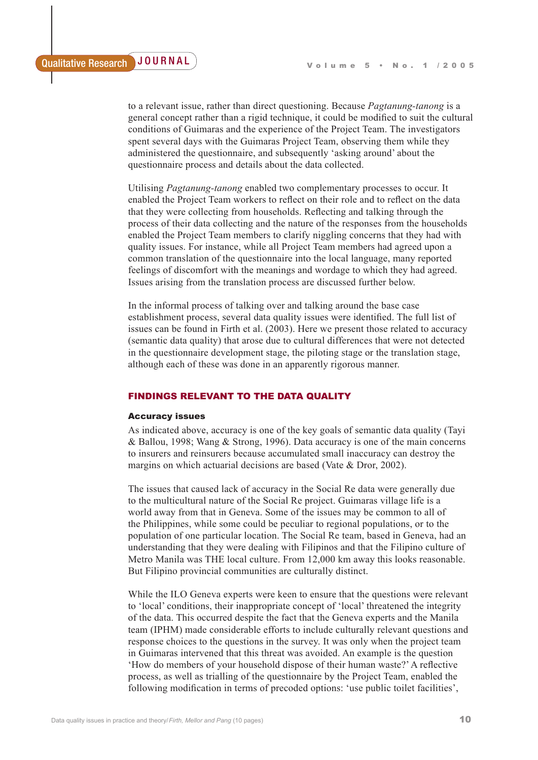to a relevant issue, rather than direct questioning. Because *Pagtanung-tanong* is a general concept rather than a rigid technique, it could be modified to suit the cultural conditions of Guimaras and the experience of the Project Team. The investigators spent several days with the Guimaras Project Team, observing them while they administered the questionnaire, and subsequently 'asking around' about the questionnaire process and details about the data collected.

Utilising *Pagtanung-tanong* enabled two complementary processes to occur. It enabled the Project Team workers to reflect on their role and to reflect on the data that they were collecting from households. Reflecting and talking through the process of their data collecting and the nature of the responses from the households enabled the Project Team members to clarify niggling concerns that they had with quality issues. For instance, while all Project Team members had agreed upon a common translation of the questionnaire into the local language, many reported feelings of discomfort with the meanings and wordage to which they had agreed. Issues arising from the translation process are discussed further below.

In the informal process of talking over and talking around the base case establishment process, several data quality issues were identified. The full list of issues can be found in Firth et al. (2003). Here we present those related to accuracy (semantic data quality) that arose due to cultural differences that were not detected in the questionnaire development stage, the piloting stage or the translation stage, although each of these was done in an apparently rigorous manner.

## FINDINGS RELEVANT TO THE DATA QUALITY

### Accuracy issues

As indicated above, accuracy is one of the key goals of semantic data quality (Tayi & Ballou, 1998; Wang & Strong, 1996). Data accuracy is one of the main concerns to insurers and reinsurers because accumulated small inaccuracy can destroy the margins on which actuarial decisions are based (Vate & Dror, 2002).

The issues that caused lack of accuracy in the Social Re data were generally due to the multicultural nature of the Social Re project. Guimaras village life is a world away from that in Geneva. Some of the issues may be common to all of the Philippines, while some could be peculiar to regional populations, or to the population of one particular location. The Social Re team, based in Geneva, had an understanding that they were dealing with Filipinos and that the Filipino culture of Metro Manila was THE local culture. From 12,000 km away this looks reasonable. But Filipino provincial communities are culturally distinct.

While the ILO Geneva experts were keen to ensure that the questions were relevant to 'local' conditions, their inappropriate concept of 'local' threatened the integrity of the data. This occurred despite the fact that the Geneva experts and the Manila team (IPHM) made considerable efforts to include culturally relevant questions and response choices to the questions in the survey. It was only when the project team in Guimaras intervened that this threat was avoided. An example is the question 'How do members of your household dispose of their human waste?' A reflective process, as well as trialling of the questionnaire by the Project Team, enabled the following modification in terms of precoded options: 'use public toilet facilities',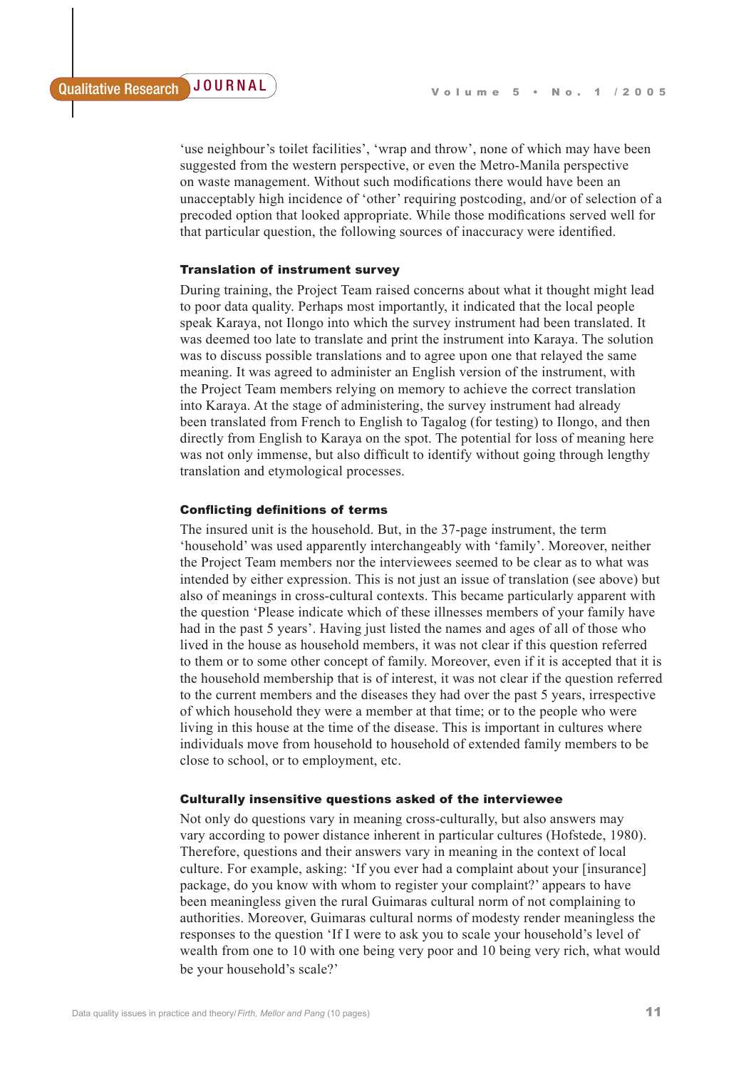'use neighbour's toilet facilities', 'wrap and throw', none of which may have been suggested from the western perspective, or even the Metro-Manila perspective on waste management. Without such modifications there would have been an unacceptably high incidence of 'other' requiring postcoding, and/or of selection of a precoded option that looked appropriate. While those modifications served well for that particular question, the following sources of inaccuracy were identified.

#### Translation of instrument survey

During training, the Project Team raised concerns about what it thought might lead to poor data quality. Perhaps most importantly, it indicated that the local people speak Karaya, not Ilongo into which the survey instrument had been translated. It was deemed too late to translate and print the instrument into Karaya. The solution was to discuss possible translations and to agree upon one that relayed the same meaning. It was agreed to administer an English version of the instrument, with the Project Team members relying on memory to achieve the correct translation into Karaya. At the stage of administering, the survey instrument had already been translated from French to English to Tagalog (for testing) to Ilongo, and then directly from English to Karaya on the spot. The potential for loss of meaning here was not only immense, but also difficult to identify without going through lengthy translation and etymological processes.

#### Conflicting definitions of terms

The insured unit is the household. But, in the 37-page instrument, the term 'household' was used apparently interchangeably with 'family'. Moreover, neither the Project Team members nor the interviewees seemed to be clear as to what was intended by either expression. This is not just an issue of translation (see above) but also of meanings in cross-cultural contexts. This became particularly apparent with the question 'Please indicate which of these illnesses members of your family have had in the past 5 years'. Having just listed the names and ages of all of those who lived in the house as household members, it was not clear if this question referred to them or to some other concept of family. Moreover, even if it is accepted that it is the household membership that is of interest, it was not clear if the question referred to the current members and the diseases they had over the past 5 years, irrespective of which household they were a member at that time; or to the people who were living in this house at the time of the disease. This is important in cultures where individuals move from household to household of extended family members to be close to school, or to employment, etc.

#### Culturally insensitive questions asked of the interviewee

Not only do questions vary in meaning cross-culturally, but also answers may vary according to power distance inherent in particular cultures (Hofstede, 1980). Therefore, questions and their answers vary in meaning in the context of local culture. For example, asking: 'If you ever had a complaint about your [insurance] package, do you know with whom to register your complaint?' appears to have been meaningless given the rural Guimaras cultural norm of not complaining to authorities. Moreover, Guimaras cultural norms of modesty render meaningless the responses to the question 'If I were to ask you to scale your household's level of wealth from one to 10 with one being very poor and 10 being very rich, what would be your household's scale?'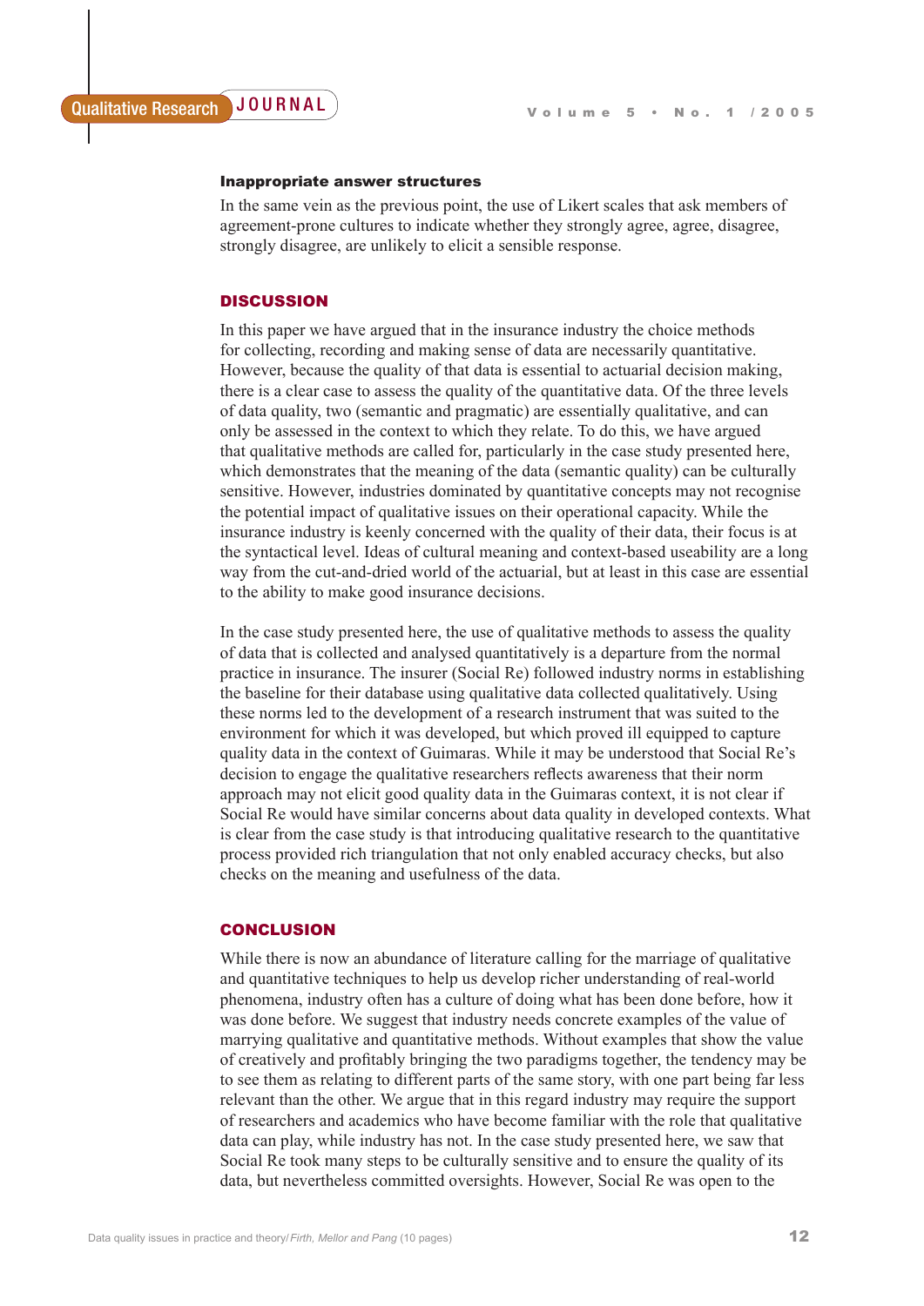#### Inappropriate answer structures

In the same vein as the previous point, the use of Likert scales that ask members of agreement-prone cultures to indicate whether they strongly agree, agree, disagree, strongly disagree, are unlikely to elicit a sensible response.

## DISCUSSION

In this paper we have argued that in the insurance industry the choice methods for collecting, recording and making sense of data are necessarily quantitative. However, because the quality of that data is essential to actuarial decision making, there is a clear case to assess the quality of the quantitative data. Of the three levels of data quality, two (semantic and pragmatic) are essentially qualitative, and can only be assessed in the context to which they relate. To do this, we have argued that qualitative methods are called for, particularly in the case study presented here, which demonstrates that the meaning of the data (semantic quality) can be culturally sensitive. However, industries dominated by quantitative concepts may not recognise the potential impact of qualitative issues on their operational capacity. While the insurance industry is keenly concerned with the quality of their data, their focus is at the syntactical level. Ideas of cultural meaning and context-based useability are a long way from the cut-and-dried world of the actuarial, but at least in this case are essential to the ability to make good insurance decisions.

In the case study presented here, the use of qualitative methods to assess the quality of data that is collected and analysed quantitatively is a departure from the normal practice in insurance. The insurer (Social Re) followed industry norms in establishing the baseline for their database using qualitative data collected qualitatively. Using these norms led to the development of a research instrument that was suited to the environment for which it was developed, but which proved ill equipped to capture quality data in the context of Guimaras. While it may be understood that Social Re's decision to engage the qualitative researchers reflects awareness that their norm approach may not elicit good quality data in the Guimaras context, it is not clear if Social Re would have similar concerns about data quality in developed contexts. What is clear from the case study is that introducing qualitative research to the quantitative process provided rich triangulation that not only enabled accuracy checks, but also checks on the meaning and usefulness of the data.

## CONCLUSION

While there is now an abundance of literature calling for the marriage of qualitative and quantitative techniques to help us develop richer understanding of real-world phenomena, industry often has a culture of doing what has been done before, how it was done before. We suggest that industry needs concrete examples of the value of marrying qualitative and quantitative methods. Without examples that show the value of creatively and profitably bringing the two paradigms together, the tendency may be to see them as relating to different parts of the same story, with one part being far less relevant than the other. We argue that in this regard industry may require the support of researchers and academics who have become familiar with the role that qualitative data can play, while industry has not. In the case study presented here, we saw that Social Re took many steps to be culturally sensitive and to ensure the quality of its data, but nevertheless committed oversights. However, Social Re was open to the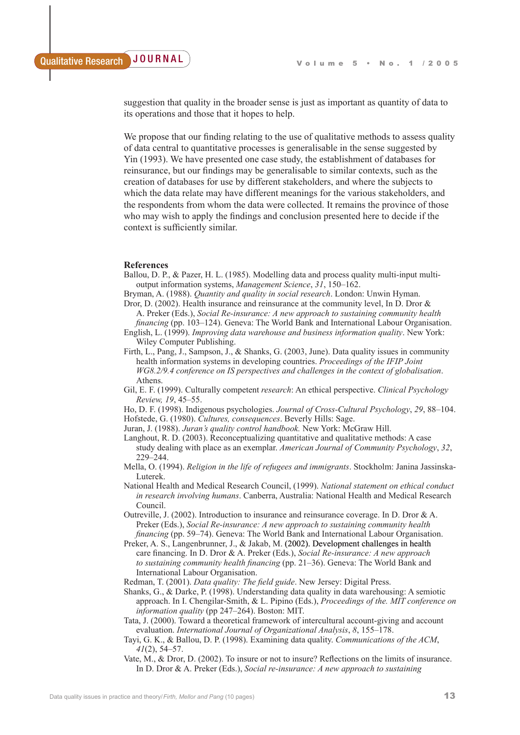suggestion that quality in the broader sense is just as important as quantity of data to its operations and those that it hopes to help.

We propose that our finding relating to the use of qualitative methods to assess quality of data central to quantitative processes is generalisable in the sense suggested by Yin (1993). We have presented one case study, the establishment of databases for reinsurance, but our findings may be generalisable to similar contexts, such as the creation of databases for use by different stakeholders, and where the subjects to which the data relate may have different meanings for the various stakeholders, and the respondents from whom the data were collected. It remains the province of those who may wish to apply the findings and conclusion presented here to decide if the context is sufficiently similar.

**References**

Ballou, D. P., & Pazer, H. L. (1985). Modelling data and process quality multi-input multi-output information systems, *Management Science*, *31*, 150–162.

Bryman, A. (1988). *Quantity and quality in social research*. London: Unwin Hyman.

Dror, D. (2002). Health insurance and reinsurance at the community level, In D. Dror & A. Preker (Eds.), *Social Re-insurance: A new approach to sustaining community health financing* (pp. 103–124). Geneva: The World Bank and International Labour Organisation.

English, L. (1999). *Improving data warehouse and business information quality*. New York: Wiley Computer Publishing.

Firth, L., Pang, J., Sampson, J., & Shanks, G. (2003, June). Data quality issues in community health information systems in developing countries. *Proceedings of the IFIP Joint WG8.2/9.4 conference on IS perspectives and challenges in the context of globalisation*. Athens.

Gil, E. F. (1999). Culturally competent *research*: An ethical perspective. *Clinical Psychology Review, 19*, 45–55.

Ho, D. F. (1998). Indigenous psychologies. *Journal of Cross-Cultural Psychology*, *29*, 88–104.

Hofstede, G. (1980). *Cultures, consequences*. Beverly Hills: Sage.

Juran, J. (1988). *Juran's quality control handbook.* New York: McGraw Hill.

Langhout, R. D. (2003). Reconceptualizing quantitative and qualitative methods: A case study dealing with place as an exemplar. *American Journal of Community Psychology*, *32*, 229–244.

Mella, O. (1994). *Religion in the life of refugees and immigrants*. Stockholm: Janina Jassinska-Luterek.

National Health and Medical Research Council, (1999). *National statement on ethical conduct in research involving humans*. Canberra, Australia: National Health and Medical Research Council.

Outreville, J. (2002). Introduction to insurance and reinsurance coverage. In D. Dror & A. Preker (Eds.), *Social Re-insurance: A new approach to sustaining community health financing* (pp. 59–74). Geneva: The World Bank and International Labour Organisation.

Preker, A. S., Langenbrunner, J., & Jakab, M. (2002). Development challenges in health care financing. In D. Dror & A. Preker (Eds.), *Social Re-insurance: A new approach to sustaining community health financing* (pp. 21–36). Geneva: The World Bank and International Labour Organisation.

Redman, T. (2001). *Data quality: The field guide*. New Jersey: Digital Press.

Shanks, G., & Darke, P. (1998). Understanding data quality in data warehousing: A semiotic approach. In I. Chengilar-Smith, & L. Pipino (Eds.), *Proceedings of the. MIT conference on information quality* (pp 247–264). Boston: MIT.

Tata, J. (2000). Toward a theoretical framework of intercultural account-giving and account evaluation. *International Journal of Organizational Analysis*, *8*, 155–178.

Tayi, G. K., & Ballou, D. P. (1998). Examining data quality. *Communications of the ACM*, *41*(2), 54–57.

Vate, M., & Dror, D. (2002). To insure or not to insure? Reflections on the limits of insurance. In D. Dror & A. Preker (Eds.), *Social re-insurance: A new approach to sustaining*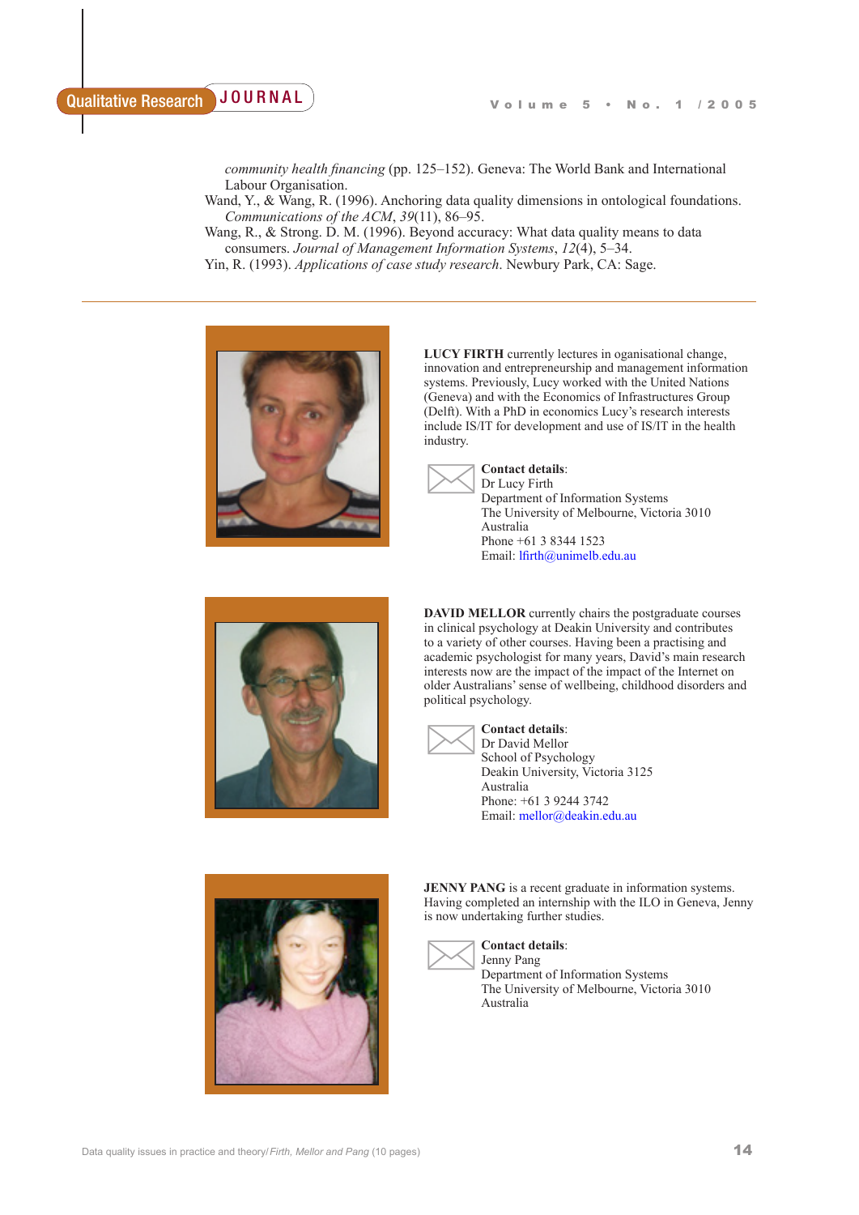*community health financing* (pp. 125–152). Geneva: The World Bank and International Labour Organisation.

Wand, Y., & Wang, R. (1996). Anchoring data quality dimensions in ontological foundations. *Communications of the ACM*, *39*(11), 86–95.

Wang, R., & Strong. D. M. (1996). Beyond accuracy: What data quality means to data consumers. *Journal of Management Information Systems*, *12*(4), 5–34.

Yin, R. (1993). *Applications of case study research*. Newbury Park, CA: Sage.

---

**LUCY FIRTH** currently lectures in oganisational change, innovation and entrepreneurship and management information systems. Previously, Lucy worked with the United Nations (Geneva) and with the Economics of Infrastructures Group (Delft). With a PhD in economics Lucy's research interests include IS/IT for development and use of IS/IT in the health industry.

**Contact details**:
Dr Lucy Firth
Department of Information Systems
The University of Melbourne, Victoria 3010
Australia
Phone +61 3 8344 1523
Email: lfirth@unimelb.edu.au

**DAVID MELLOR** currently chairs the postgraduate courses in clinical psychology at Deakin University and contributes to a variety of other courses. Having been a practising and academic psychologist for many years, David's main research interests now are the impact of the impact of the Internet on older Australians' sense of wellbeing, childhood disorders and political psychology.

**Contact details**:
Dr David Mellor
School of Psychology
Deakin University, Victoria 3125
Australia
Phone: +61 3 9244 3742
Email: mellor@deakin.edu.au

**JENNY PANG** is a recent graduate in information systems. Having completed an internship with the ILO in Geneva, Jenny is now undertaking further studies.

**Contact details**:
Jenny Pang
Department of Information Systems
The University of Melbourne, Victoria 3010
Australia